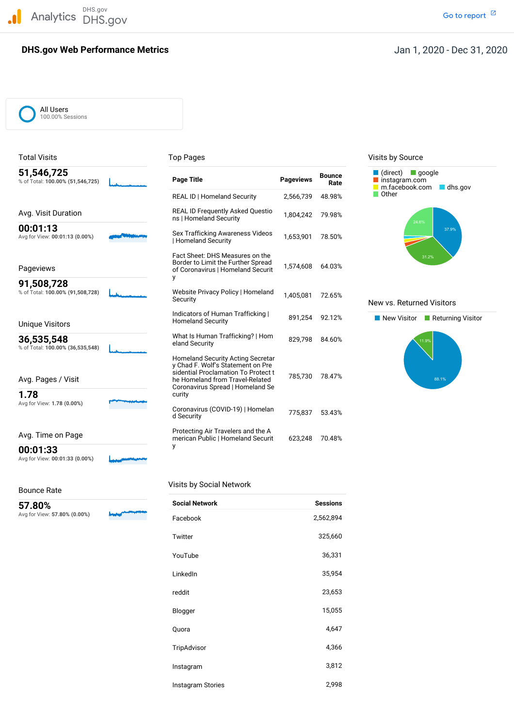Analytics DHS.gov DHS.gov

Go to report

# DHS.gov Web Performance Metrics

Jan 1, 2020 - Dec 31, 2020

All Users
100.00% Sessions

## Total Visits

**51,546,725**
% of Total: **100.00% (51,546,725)**

## Avg. Visit Duration

**00:01:13**
Avg for View: **00:01:13 (0.00%)**

## Pageviews

**91,508,728**
% of Total: **100.00% (91,508,728)**

## Unique Visitors

**36,535,548**
% of Total: **100.00% (36,535,548)**

## Avg. Pages / Visit

**1.78**
Avg for View: **1.78 (0.00%)**

## Avg. Time on Page

**00:01:33**
Avg for View: **00:01:33 (0.00%)**

## Bounce Rate

**57.80%**
Avg for View: **57.80% (0.00%)**

## Top Pages

| Page Title | Pageviews | Bounce Rate |
|---|---|---|
| REAL ID \| Homeland Security | 2,566,739 | 48.98% |
| REAL ID Frequently Asked Questions \| Homeland Security | 1,804,242 | 79.98% |
| Sex Trafficking Awareness Videos \| Homeland Security | 1,653,901 | 78.50% |
| Fact Sheet: DHS Measures on the Border to Limit the Further Spread of Coronavirus \| Homeland Security | 1,574,608 | 64.03% |
| Website Privacy Policy \| Homeland Security | 1,405,081 | 72.65% |
| Indicators of Human Trafficking \| Homeland Security | 891,254 | 92.12% |
| What Is Human Trafficking? \| Homeland Security | 829,798 | 84.60% |
| Homeland Security Acting Secretary Chad F. Wolf's Statement on Presidential Proclamation To Protect the Homeland from Travel-Related Coronavirus Spread \| Homeland Security | 785,730 | 78.47% |
| Coronavirus (COVID-19) \| Homeland Security | 775,837 | 53.43% |
| Protecting Air Travelers and the American Public \| Homeland Security | 623,248 | 70.48% |

## Visits by Social Network

| Social Network | Sessions |
|---|---|
| Facebook | 2,562,894 |
| Twitter | 325,660 |
| YouTube | 36,331 |
| LinkedIn | 35,954 |
| reddit | 23,653 |
| Blogger | 15,055 |
| Quora | 4,647 |
| TripAdvisor | 4,366 |
| Instagram | 3,812 |
| Instagram Stories | 2,998 |

## Visits by Source

(direct) · google · instagram.com · m.facebook.com · dhs.gov · Other

37.9% · 31.2% · 24.6%

## New vs. Returned Visitors

New Visitor · Returning Visitor

88.1% · 11.9%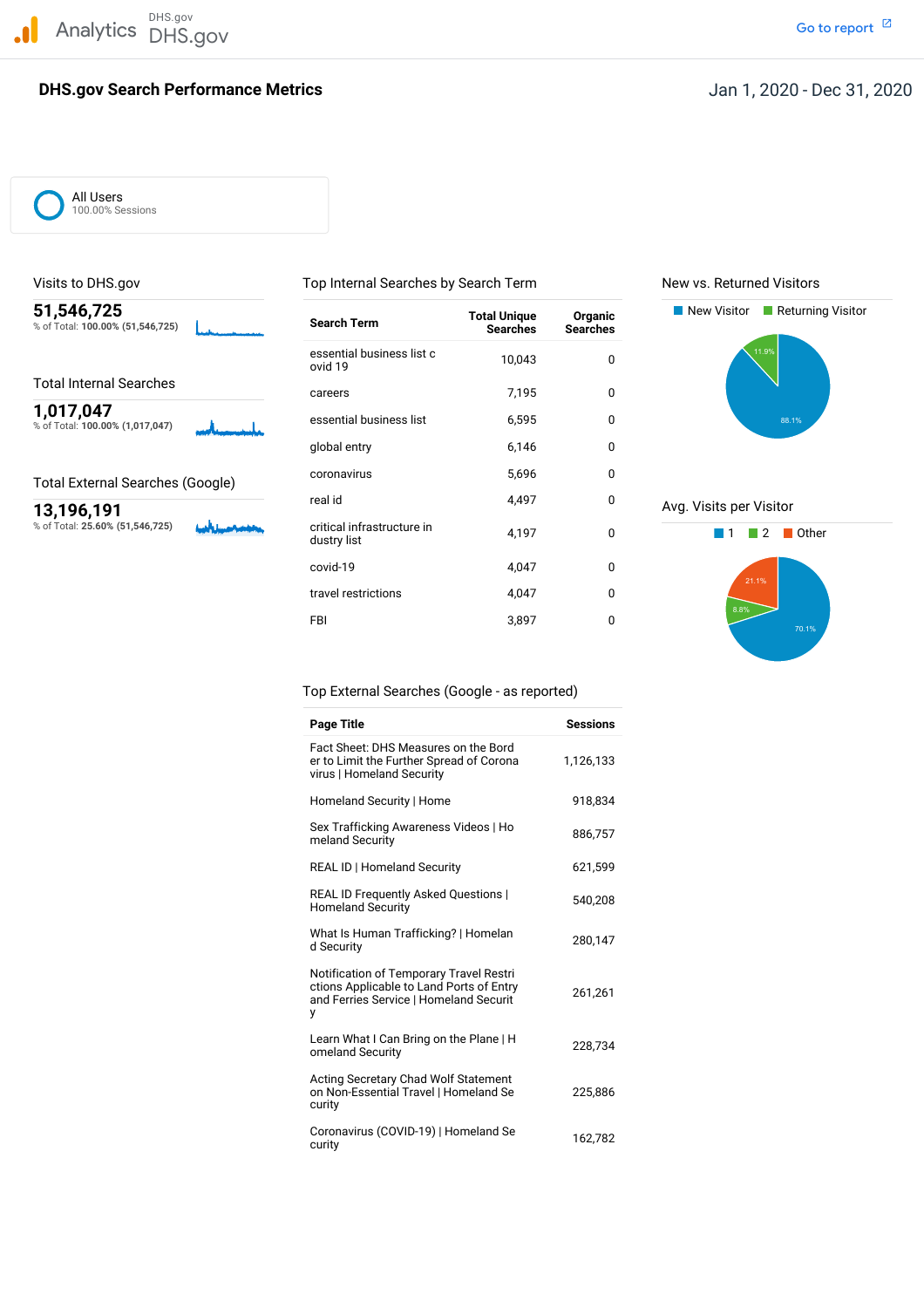Analytics DHS.gov DHS.gov

Go to report

# DHS.gov Search Performance Metrics

Jan 1, 2020 - Dec 31, 2020

All Users
100.00% Sessions

## Visits to DHS.gov

**51,546,725**
% of Total: **100.00% (51,546,725)**

## Total Internal Searches

**1,017,047**
% of Total: **100.00% (1,017,047)**

## Total External Searches (Google)

**13,196,191**
% of Total: **25.60% (51,546,725)**

## Top Internal Searches by Search Term

| Search Term | Total Unique Searches | Organic Searches |
|---|---|---|
| essential business list c ovid 19 | 10,043 | 0 |
| careers | 7,195 | 0 |
| essential business list | 6,595 | 0 |
| global entry | 6,146 | 0 |
| coronavirus | 5,696 | 0 |
| real id | 4,497 | 0 |
| critical infrastructure in dustry list | 4,197 | 0 |
| covid-19 | 4,047 | 0 |
| travel restrictions | 4,047 | 0 |
| FBI | 3,897 | 0 |

## New vs. Returned Visitors

New Visitor | Returning Visitor

88.1% | 11.9%

## Avg. Visits per Visitor

1 | 2 | Other

70.1% | 8.8% | 21.1%

## Top External Searches (Google - as reported)

| Page Title | Sessions |
|---|---|
| Fact Sheet: DHS Measures on the Bord er to Limit the Further Spread of Corona virus \| Homeland Security | 1,126,133 |
| Homeland Security \| Home | 918,834 |
| Sex Trafficking Awareness Videos \| Ho meland Security | 886,757 |
| REAL ID \| Homeland Security | 621,599 |
| REAL ID Frequently Asked Questions \| Homeland Security | 540,208 |
| What Is Human Trafficking? \| Homelan d Security | 280,147 |
| Notification of Temporary Travel Restri ctions Applicable to Land Ports of Entry and Ferries Service \| Homeland Securit y | 261,261 |
| Learn What I Can Bring on the Plane \| H omeland Security | 228,734 |
| Acting Secretary Chad Wolf Statement on Non-Essential Travel \| Homeland Se curity | 225,886 |
| Coronavirus (COVID-19) \| Homeland Se curity | 162,782 |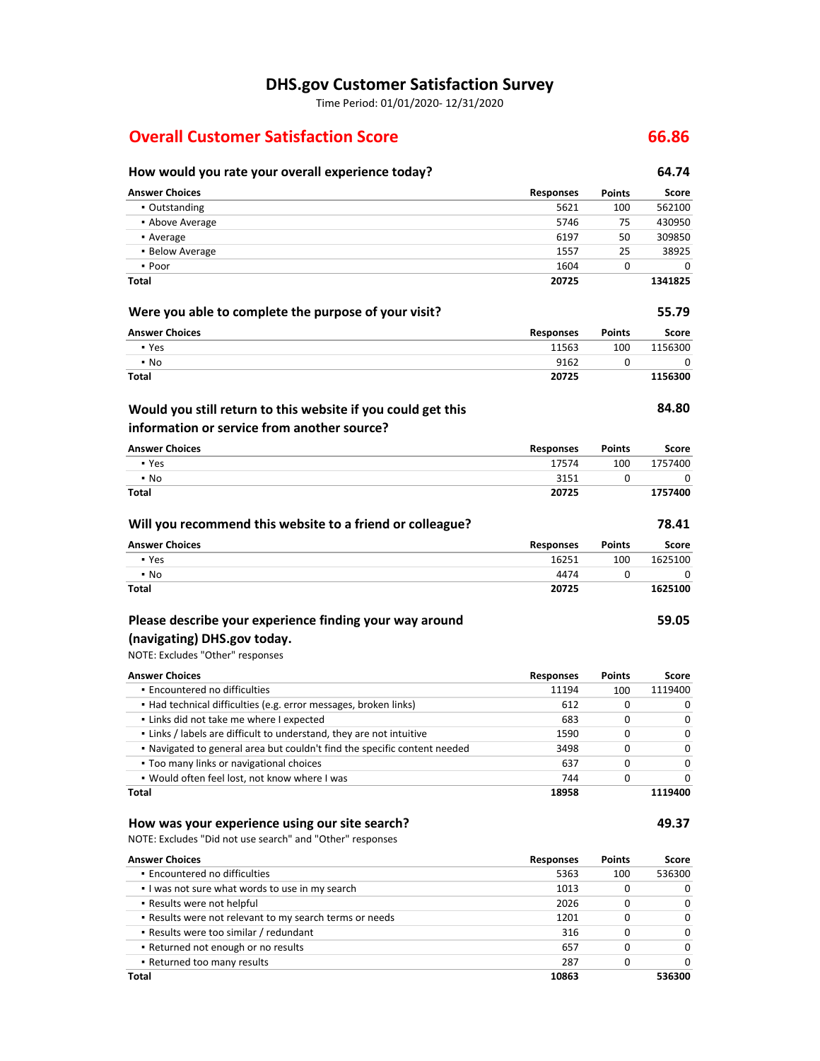# DHS.gov Customer Satisfaction Survey

Time Period: 01/01/2020- 12/31/2020

## Overall Customer Satisfaction Score — 66.86

### How would you rate your overall experience today? — 64.74

| Answer Choices | Responses | Points | Score |
|---|---|---|---|
| ▪ Outstanding | 5621 | 100 | 562100 |
| ▪ Above Average | 5746 | 75 | 430950 |
| ▪ Average | 6197 | 50 | 309850 |
| ▪ Below Average | 1557 | 25 | 38925 |
| ▪ Poor | 1604 | 0 | 0 |
| **Total** | **20725** | | **1341825** |

### Were you able to complete the purpose of your visit? — 55.79

| Answer Choices | Responses | Points | Score |
|---|---|---|---|
| ▪ Yes | 11563 | 100 | 1156300 |
| ▪ No | 9162 | 0 | 0 |
| **Total** | **20725** | | **1156300** |

### Would you still return to this website if you could get this information or service from another source? — 84.80

| Answer Choices | Responses | Points | Score |
|---|---|---|---|
| ▪ Yes | 17574 | 100 | 1757400 |
| ▪ No | 3151 | 0 | 0 |
| **Total** | **20725** | | **1757400** |

### Will you recommend this website to a friend or colleague? — 78.41

| Answer Choices | Responses | Points | Score |
|---|---|---|---|
| ▪ Yes | 16251 | 100 | 1625100 |
| ▪ No | 4474 | 0 | 0 |
| **Total** | **20725** | | **1625100** |

### Please describe your experience finding your way around (navigating) DHS.gov today. — 59.05

NOTE: Excludes "Other" responses

| Answer Choices | Responses | Points | Score |
|---|---|---|---|
| ▪ Encountered no difficulties | 11194 | 100 | 1119400 |
| ▪ Had technical difficulties (e.g. error messages, broken links) | 612 | 0 | 0 |
| ▪ Links did not take me where I expected | 683 | 0 | 0 |
| ▪ Links / labels are difficult to understand, they are not intuitive | 1590 | 0 | 0 |
| ▪ Navigated to general area but couldn't find the specific content needed | 3498 | 0 | 0 |
| ▪ Too many links or navigational choices | 637 | 0 | 0 |
| ▪ Would often feel lost, not know where I was | 744 | 0 | 0 |
| **Total** | **18958** | | **1119400** |

### How was your experience using our site search? — 49.37

NOTE: Excludes "Did not use search" and "Other" responses

| Answer Choices | Responses | Points | Score |
|---|---|---|---|
| ▪ Encountered no difficulties | 5363 | 100 | 536300 |
| ▪ I was not sure what words to use in my search | 1013 | 0 | 0 |
| ▪ Results were not helpful | 2026 | 0 | 0 |
| ▪ Results were not relevant to my search terms or needs | 1201 | 0 | 0 |
| ▪ Results were too similar / redundant | 316 | 0 | 0 |
| ▪ Returned not enough or no results | 657 | 0 | 0 |
| ▪ Returned too many results | 287 | 0 | 0 |
| **Total** | **10863** | | **536300** |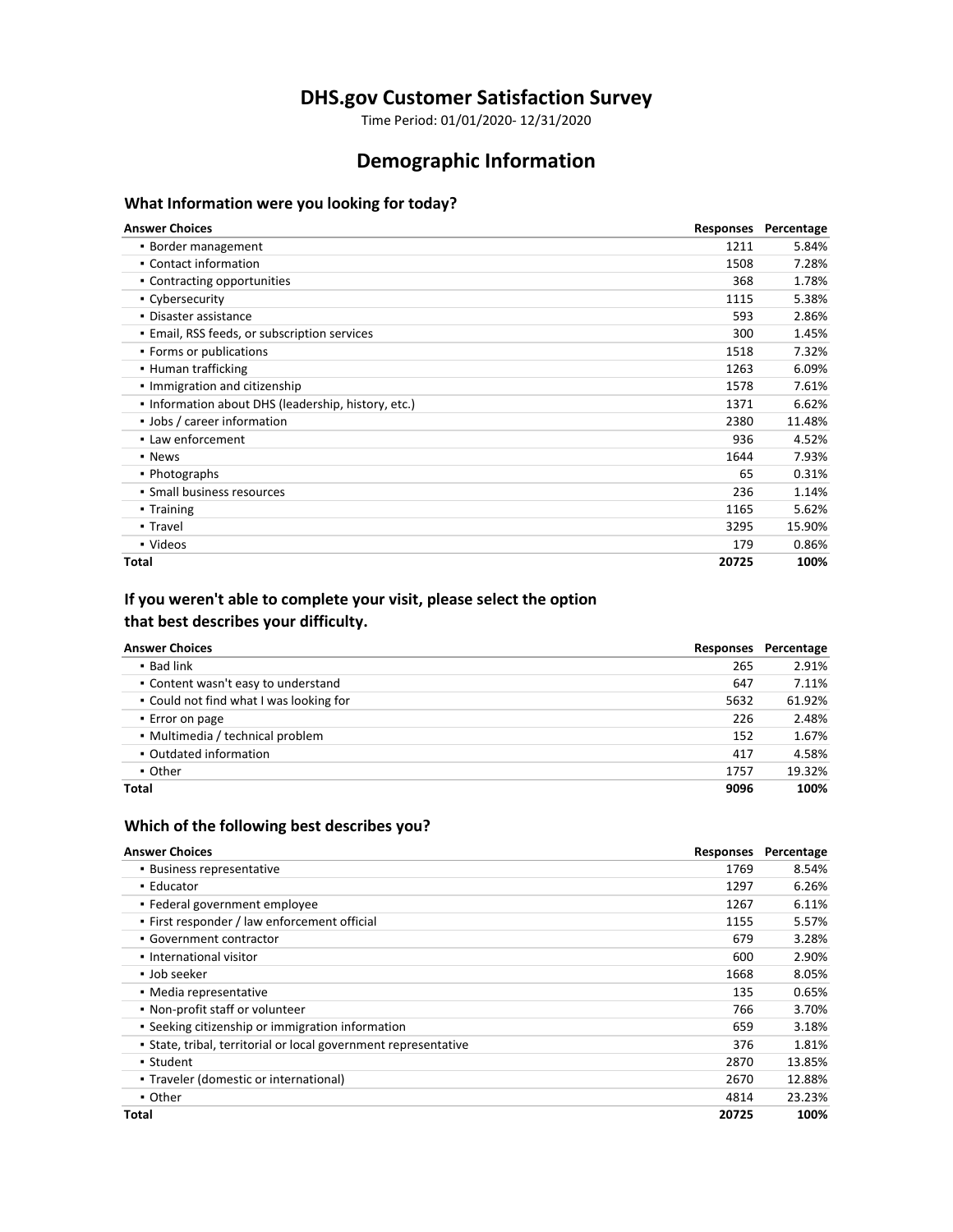# DHS.gov Customer Satisfaction Survey

Time Period: 01/01/2020- 12/31/2020

## Demographic Information

### What Information were you looking for today?

| Answer Choices | Responses | Percentage |
|---|---|---|
| ▪ Border management | 1211 | 5.84% |
| ▪ Contact information | 1508 | 7.28% |
| ▪ Contracting opportunities | 368 | 1.78% |
| ▪ Cybersecurity | 1115 | 5.38% |
| ▪ Disaster assistance | 593 | 2.86% |
| ▪ Email, RSS feeds, or subscription services | 300 | 1.45% |
| ▪ Forms or publications | 1518 | 7.32% |
| ▪ Human trafficking | 1263 | 6.09% |
| ▪ Immigration and citizenship | 1578 | 7.61% |
| ▪ Information about DHS (leadership, history, etc.) | 1371 | 6.62% |
| ▪ Jobs / career information | 2380 | 11.48% |
| ▪ Law enforcement | 936 | 4.52% |
| ▪ News | 1644 | 7.93% |
| ▪ Photographs | 65 | 0.31% |
| ▪ Small business resources | 236 | 1.14% |
| ▪ Training | 1165 | 5.62% |
| ▪ Travel | 3295 | 15.90% |
| ▪ Videos | 179 | 0.86% |
| **Total** | **20725** | **100%** |

### If you weren't able to complete your visit, please select the option that best describes your difficulty.

| Answer Choices | Responses | Percentage |
|---|---|---|
| ▪ Bad link | 265 | 2.91% |
| ▪ Content wasn't easy to understand | 647 | 7.11% |
| ▪ Could not find what I was looking for | 5632 | 61.92% |
| ▪ Error on page | 226 | 2.48% |
| ▪ Multimedia / technical problem | 152 | 1.67% |
| ▪ Outdated information | 417 | 4.58% |
| ▪ Other | 1757 | 19.32% |
| **Total** | **9096** | **100%** |

### Which of the following best describes you?

| Answer Choices | Responses | Percentage |
|---|---|---|
| ▪ Business representative | 1769 | 8.54% |
| ▪ Educator | 1297 | 6.26% |
| ▪ Federal government employee | 1267 | 6.11% |
| ▪ First responder / law enforcement official | 1155 | 5.57% |
| ▪ Government contractor | 679 | 3.28% |
| ▪ International visitor | 600 | 2.90% |
| ▪ Job seeker | 1668 | 8.05% |
| ▪ Media representative | 135 | 0.65% |
| ▪ Non-profit staff or volunteer | 766 | 3.70% |
| ▪ Seeking citizenship or immigration information | 659 | 3.18% |
| ▪ State, tribal, territorial or local government representative | 376 | 1.81% |
| ▪ Student | 2870 | 13.85% |
| ▪ Traveler (domestic or international) | 2670 | 12.88% |
| ▪ Other | 4814 | 23.23% |
| **Total** | **20725** | **100%** |